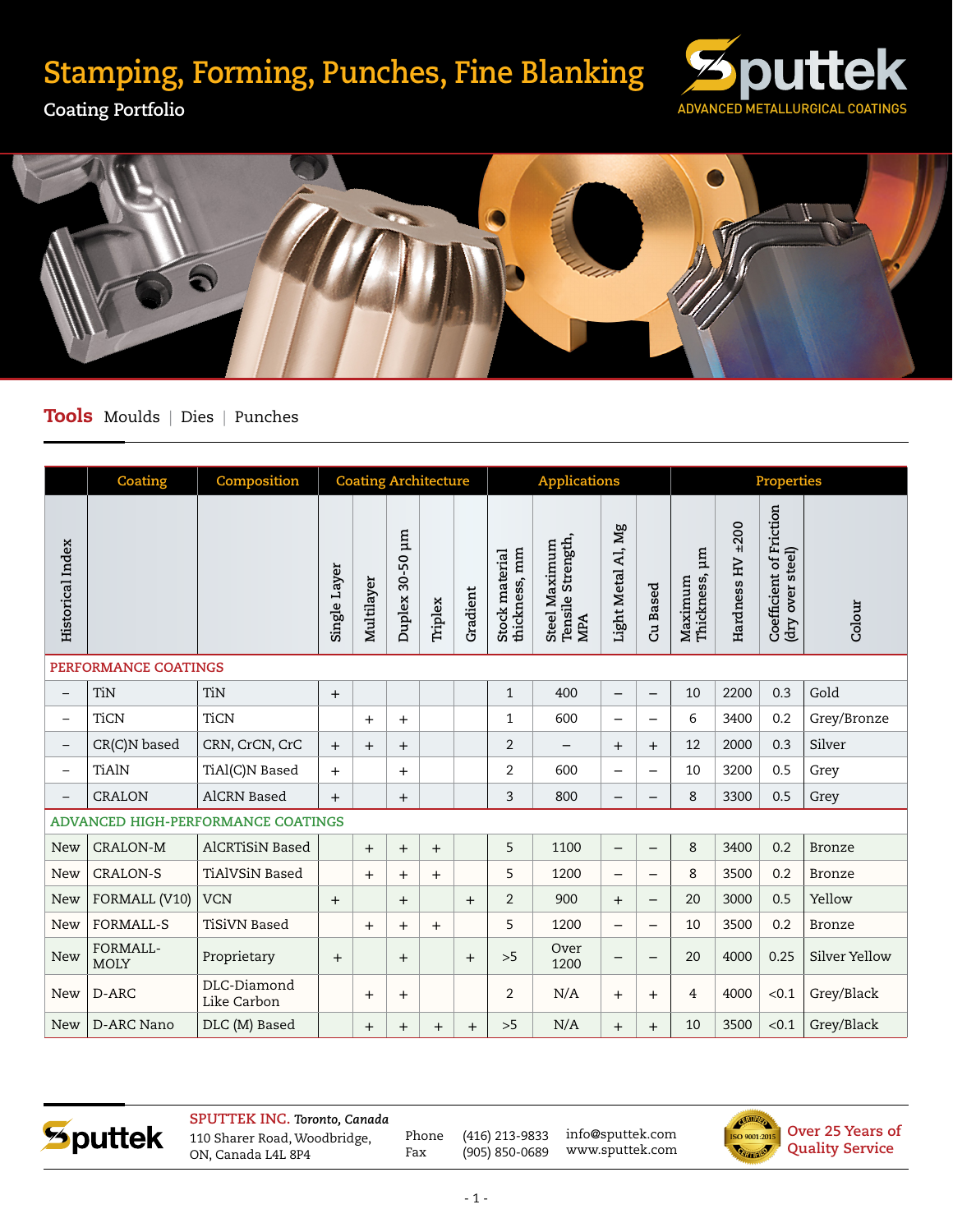# Stamping, Forming, Punches, Fine Blanking

**Coating Portfolio**

Sputtek
ADVANCED METALLURGICAL COATINGS

**Tools** Moulds | Dies | Punches

| | Coating | Composition | Coating Architecture | | | | | Applications | | | | Properties | | | |
|---|---|---|---|---|---|---|---|---|---|---|---|---|---|---|---|
| Historical Index | | | Single Layer | Multilayer | Duplex 30-50 µm | Triplex | Gradient | Stock material thickness, mm | Steel Maximum Tensile Strength, MPA | Light Metal Al, Mg | Cu Based | Maximum Thickness, µm | Hardness HV ±200 | Coefficient of Friction (dry over steel) | Colour |
| PERFORMANCE COATINGS | | | | | | | | | | | | | | | |
| – | TiN | TiN | + | | | | | 1 | 400 | – | – | 10 | 2200 | 0.3 | Gold |
| – | TiCN | TiCN | | + | + | | | 1 | 600 | – | – | 6 | 3400 | 0.2 | Grey/Bronze |
| – | CR(C)N based | CRN, CrCN, CrC | + | + | + | | | 2 | – | + | + | 12 | 2000 | 0.3 | Silver |
| – | TiAlN | TiAl(C)N Based | + | | + | | | 2 | 600 | – | – | 10 | 3200 | 0.5 | Grey |
| – | CRALON | AlCRN Based | + | | + | | | 3 | 800 | – | – | 8 | 3300 | 0.5 | Grey |
| ADVANCED HIGH-PERFORMANCE COATINGS | | | | | | | | | | | | | | | |
| New | CRALON-M | AlCRTiSiN Based | | + | + | + | | 5 | 1100 | – | – | 8 | 3400 | 0.2 | Bronze |
| New | CRALON-S | TiAlVSiN Based | | + | + | + | | 5 | 1200 | – | – | 8 | 3500 | 0.2 | Bronze |
| New | FORMALL (V10) | VCN | + | | + | | + | 2 | 900 | + | – | 20 | 3000 | 0.5 | Yellow |
| New | FORMALL-S | TiSiVN Based | | + | + | + | | 5 | 1200 | – | – | 10 | 3500 | 0.2 | Bronze |
| New | FORMALL-MOLY | Proprietary | + | | + | | + | >5 | Over 1200 | – | – | 20 | 4000 | 0.25 | Silver Yellow |
| New | D-ARC | DLC-Diamond Like Carbon | | + | + | | | 2 | N/A | + | + | 4 | 4000 | <0.1 | Grey/Black |
| New | D-ARC Nano | DLC (M) Based | | + | + | + | + | >5 | N/A | + | + | 10 | 3500 | <0.1 | Grey/Black |

**SPUTTEK INC.** *Toronto, Canada*
110 Sharer Road, Woodbridge,
ON, Canada L4L 8P4

Phone (416) 213-9833
Fax (905) 850-0689

info@sputtek.com
www.sputtek.com

ISO 9001:2015 Certified

**Over 25 Years of Quality Service**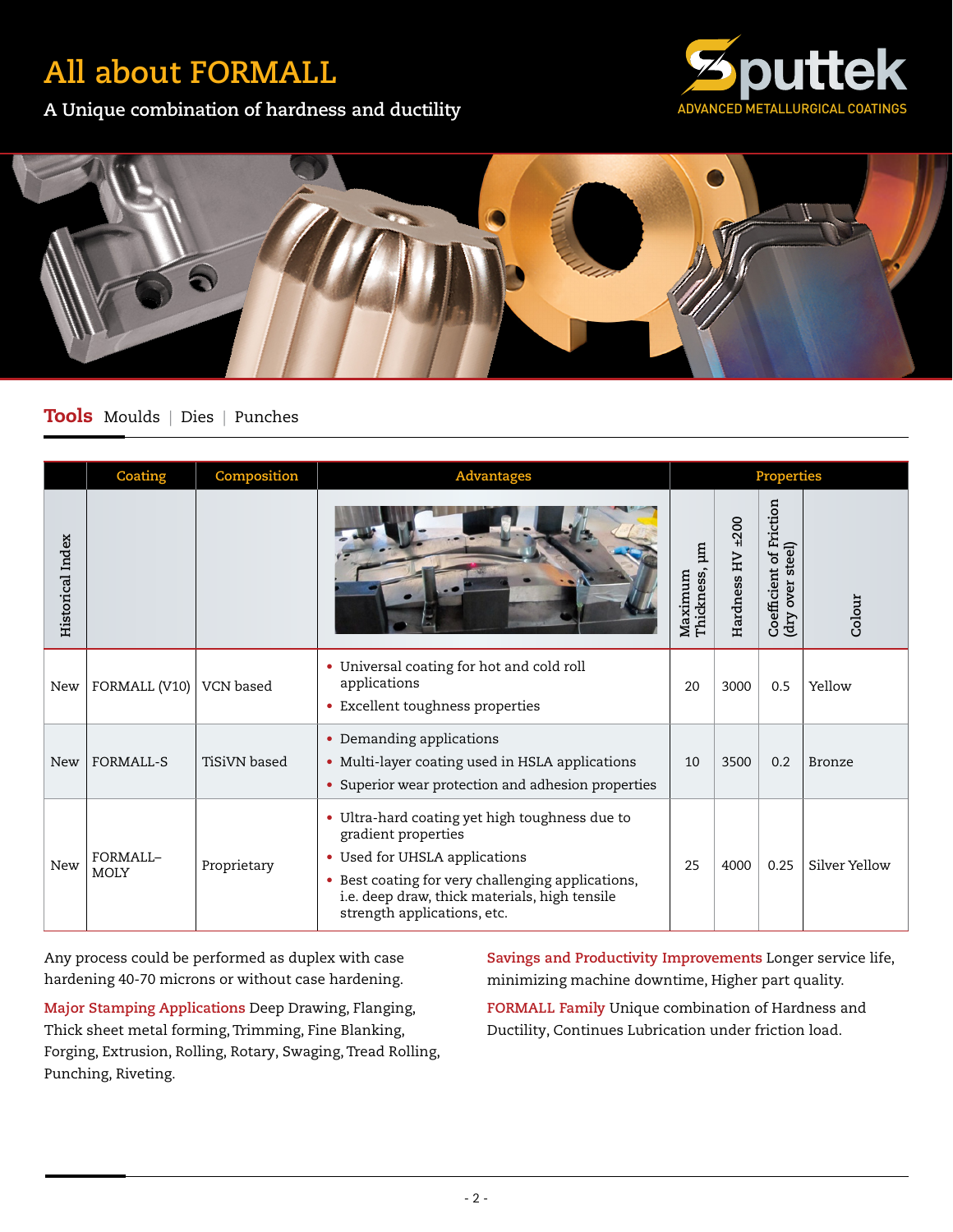# All about FORMALL

**A Unique combination of hardness and ductility**

Sputtek
ADVANCED METALLURGICAL COATINGS

**Tools** Moulds | Dies | Punches

| Historical Index | Coating | Composition | Advantages | Properties | | | |
|---|---|---|---|---|---|---|---|
| | | | | Maximum Thickness, µm | Hardness HV ±200 | Coefficient of Friction (dry over steel) | Colour |
| New | FORMALL (V10) | VCN based | • Universal coating for hot and cold roll applications<br>• Excellent toughness properties | 20 | 3000 | 0.5 | Yellow |
| New | FORMALL-S | TiSiVN based | • Demanding applications<br>• Multi-layer coating used in HSLA applications<br>• Superior wear protection and adhesion properties | 10 | 3500 | 0.2 | Bronze |
| New | FORMALL–MOLY | Proprietary | • Ultra-hard coating yet high toughness due to gradient properties<br>• Used for UHSLA applications<br>• Best coating for very challenging applications, i.e. deep draw, thick materials, high tensile strength applications, etc. | 25 | 4000 | 0.25 | Silver Yellow |

Any process could be performed as duplex with case hardening 40-70 microns or without case hardening.

**Major Stamping Applications** Deep Drawing, Flanging, Thick sheet metal forming, Trimming, Fine Blanking, Forging, Extrusion, Rolling, Rotary, Swaging, Tread Rolling, Punching, Riveting.

**Savings and Productivity Improvements** Longer service life, minimizing machine downtime, Higher part quality.

**FORMALL Family** Unique combination of Hardness and Ductility, Continues Lubrication under friction load.